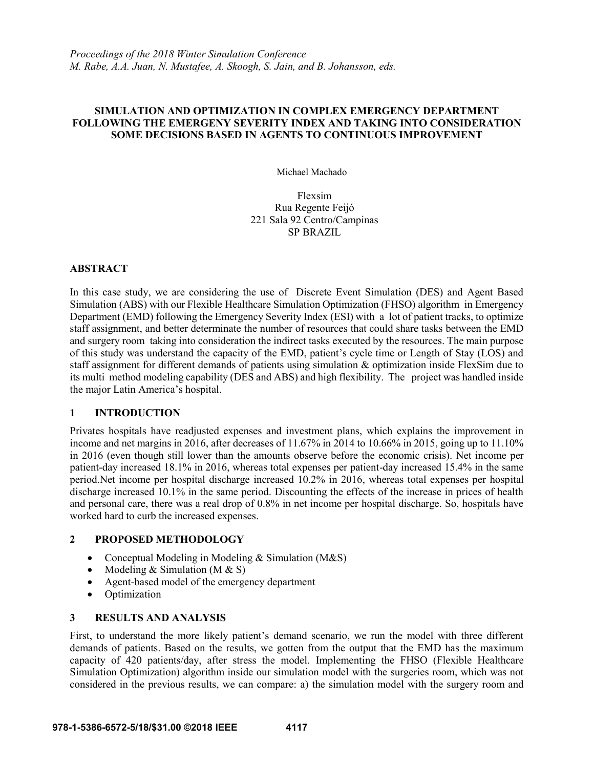*Proceedings of the 2018 Winter Simulation Conference*
*M. Rabe, A.A. Juan, N. Mustafee, A. Skoogh, S. Jain, and B. Johansson, eds.*

# SIMULATION AND OPTIMIZATION IN COMPLEX EMERGENCY DEPARTMENT FOLLOWING THE EMERGENY SEVERITY INDEX AND TAKING INTO CONSIDERATION SOME DECISIONS BASED IN AGENTS TO CONTINUOUS IMPROVEMENT

Michael Machado

Flexsim
Rua Regente Feijó
221 Sala 92 Centro/Campinas
SP BRAZIL

## ABSTRACT

In this case study, we are considering the use of Discrete Event Simulation (DES) and Agent Based Simulation (ABS) with our Flexible Healthcare Simulation Optimization (FHSO) algorithm in Emergency Department (EMD) following the Emergency Severity Index (ESI) with a lot of patient tracks, to optimize staff assignment, and better determinate the number of resources that could share tasks between the EMD and surgery room taking into consideration the indirect tasks executed by the resources. The main purpose of this study was understand the capacity of the EMD, patient's cycle time or Length of Stay (LOS) and staff assignment for different demands of patients using simulation & optimization inside FlexSim due to its multi method modeling capability (DES and ABS) and high flexibility. The project was handled inside the major Latin America's hospital.

## 1 INTRODUCTION

Privates hospitals have readjusted expenses and investment plans, which explains the improvement in income and net margins in 2016, after decreases of 11.67% in 2014 to 10.66% in 2015, going up to 11.10% in 2016 (even though still lower than the amounts observe before the economic crisis). Net income per patient-day increased 18.1% in 2016, whereas total expenses per patient-day increased 15.4% in the same period.Net income per hospital discharge increased 10.2% in 2016, whereas total expenses per hospital discharge increased 10.1% in the same period. Discounting the effects of the increase in prices of health and personal care, there was a real drop of 0.8% in net income per hospital discharge. So, hospitals have worked hard to curb the increased expenses.

## 2 PROPOSED METHODOLOGY

- Conceptual Modeling in Modeling & Simulation (M&S)
- Modeling & Simulation (M & S)
- Agent-based model of the emergency department
- Optimization

## 3 RESULTS AND ANALYSIS

First, to understand the more likely patient's demand scenario, we run the model with three different demands of patients. Based on the results, we gotten from the output that the EMD has the maximum capacity of 420 patients/day, after stress the model. Implementing the FHSO (Flexible Healthcare Simulation Optimization) algorithm inside our simulation model with the surgeries room, which was not considered in the previous results, we can compare: a) the simulation model with the surgery room and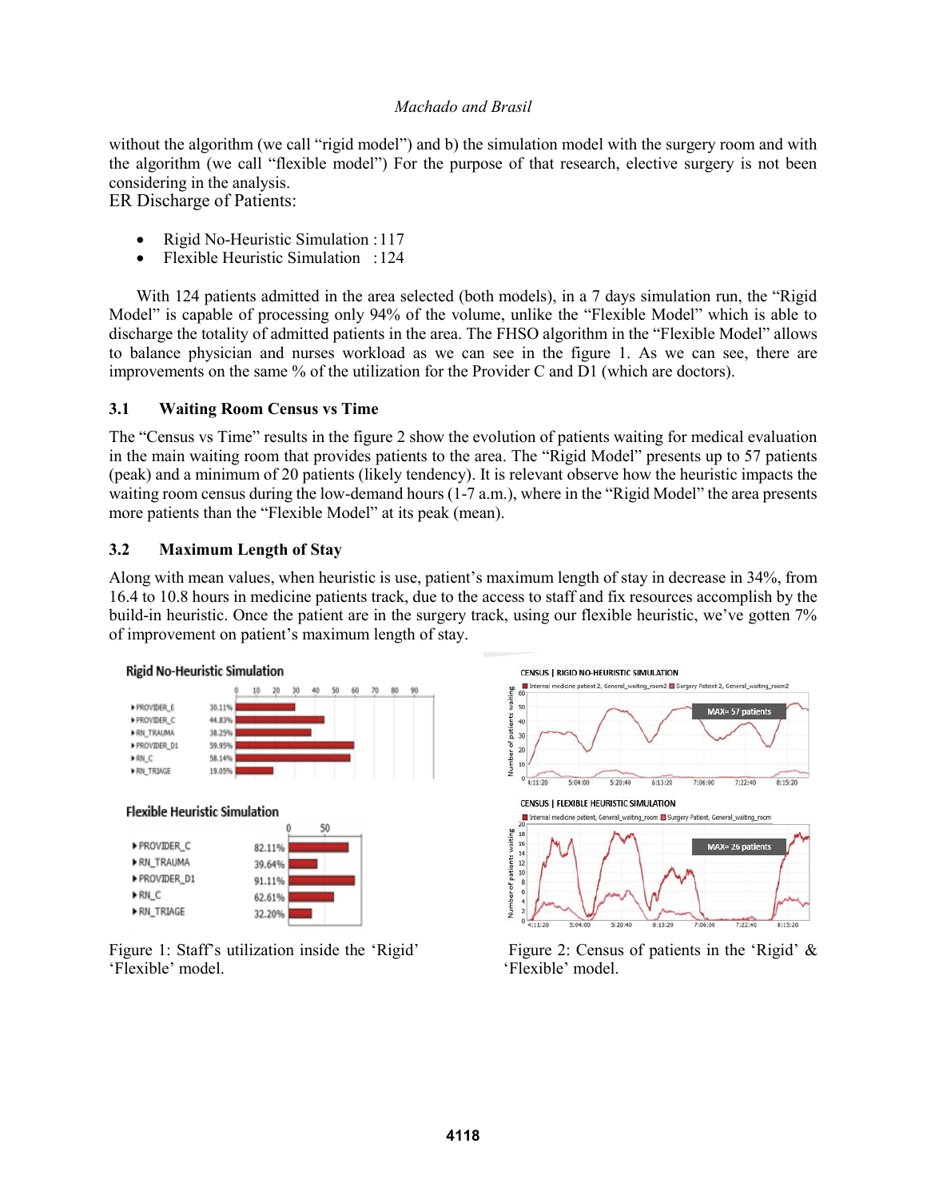without the algorithm (we call "rigid model") and b) the simulation model with the surgery room and with the algorithm (we call "flexible model") For the purpose of that research, elective surgery is not been considering in the analysis.
ER Discharge of Patients:

- Rigid No-Heuristic Simulation : 117
- Flexible Heuristic Simulation : 124

With 124 patients admitted in the area selected (both models), in a 7 days simulation run, the "Rigid Model" is capable of processing only 94% of the volume, unlike the "Flexible Model" which is able to discharge the totality of admitted patients in the area. The FHSO algorithm in the "Flexible Model" allows to balance physician and nurses workload as we can see in the figure 1. As we can see, there are improvements on the same % of the utilization for the Provider C and D1 (which are doctors).

### 3.1 Waiting Room Census vs Time

The "Census vs Time" results in the figure 2 show the evolution of patients waiting for medical evaluation in the main waiting room that provides patients to the area. The "Rigid Model" presents up to 57 patients (peak) and a minimum of 20 patients (likely tendency). It is relevant observe how the heuristic impacts the waiting room census during the low-demand hours (1-7 a.m.), where in the "Rigid Model" the area presents more patients than the "Flexible Model" at its peak (mean).

### 3.2 Maximum Length of Stay

Along with mean values, when heuristic is use, patient's maximum length of stay in decrease in 34%, from 16.4 to 10.8 hours in medicine patients track, due to the access to staff and fix resources accomplish by the build-in heuristic. Once the patient are in the surgery track, using our flexible heuristic, we've gotten 7% of improvement on patient's maximum length of stay.

Rigid No-Heuristic Simulation

0 10 20 30 40 50 60 70 80 90

PROVIDER_E 30.11%
PROVIDER_C 44.83%
RN_TRAUMA 38.25%
PROVIDER_D1 59.95%
RN_C 58.14%
RN_TRIAGE 19.05%

Flexible Heuristic Simulation

0 50

PROVIDER_C 82.11%
RN_TRAUMA 39.64%
PROVIDER_D1 91.11%
RN_C 62.61%
RN_TRIAGE 32.20%

Figure 1: Staff's utilization inside the 'Rigid' 'Flexible' model.

CENSUS | RIGID NO-HEURISTIC SIMULATION

Internal medicine patient 2, General_waiting_room2 Surgery Patient 2, General_waiting_room2

Number of patients waiting

60 50 40 30 20 10 0

MAX= 57 patients

4:11:20 5:04:00 5:20:40 6:13:20 7:06:00 7:22:40 8:15:20

CENSUS | FLEXIBLE HEURISTIC SIMULATION

Internal medicine patient, General_waiting_room Surgery Patient, General_waiting_room

Number of patients waiting

20 18 16 14 12 10 8 6 4 2 0

MAX= 26 patients

4:11:20 5:04:00 5:20:40 6:13:20 7:06:00 7:22:40 8:15:20

Figure 2: Census of patients in the 'Rigid' & 'Flexible' model.